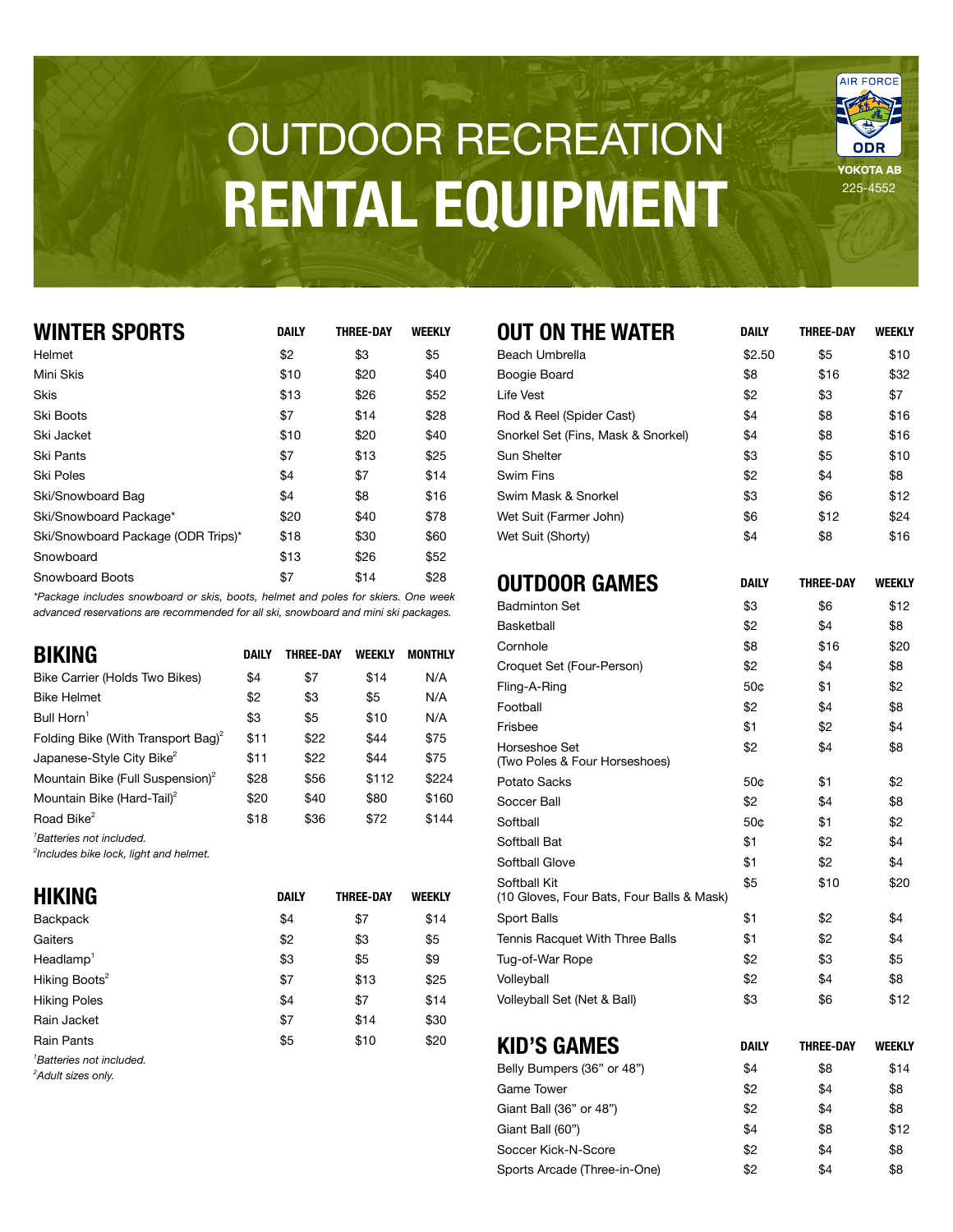# OUTDOOR RECREATION RENTAL EQUIPMENT

AIR FORCE ODR
YOKOTA AB
225-4552

## WINTER SPORTS

| WINTER SPORTS | DAILY | THREE-DAY | WEEKLY |
|---|---|---|---|
| Helmet | $2 | $3 | $5 |
| Mini Skis | $10 | $20 | $40 |
| Skis | $13 | $26 | $52 |
| Ski Boots | $7 | $14 | $28 |
| Ski Jacket | $10 | $20 | $40 |
| Ski Pants | $7 | $13 | $25 |
| Ski Poles | $4 | $7 | $14 |
| Ski/Snowboard Bag | $4 | $8 | $16 |
| Ski/Snowboard Package* | $20 | $40 | $78 |
| Ski/Snowboard Package (ODR Trips)* | $18 | $30 | $60 |
| Snowboard | $13 | $26 | $52 |
| Snowboard Boots | $7 | $14 | $28 |

*\*Package includes snowboard or skis, boots, helmet and poles for skiers. One week advanced reservations are recommended for all ski, snowboard and mini ski packages.*

## BIKING

| BIKING | DAILY | THREE-DAY | WEEKLY | MONTHLY |
|---|---|---|---|---|
| Bike Carrier (Holds Two Bikes) | $4 | $7 | $14 | N/A |
| Bike Helmet | $2 | $3 | $5 | N/A |
| Bull Horn[1] | $3 | $5 | $10 | N/A |
| Folding Bike (With Transport Bag)[2] | $11 | $22 | $44 | $75 |
| Japanese-Style City Bike[2] | $11 | $22 | $44 | $75 |
| Mountain Bike (Full Suspension)[2] | $28 | $56 | $112 | $224 |
| Mountain Bike (Hard-Tail)[2] | $20 | $40 | $80 | $160 |
| Road Bike[2] | $18 | $36 | $72 | $144 |

*[1]Batteries not included.*
*[2]Includes bike lock, light and helmet.*

## HIKING

| HIKING | DAILY | THREE-DAY | WEEKLY |
|---|---|---|---|
| Backpack | $4 | $7 | $14 |
| Gaiters | $2 | $3 | $5 |
| Headlamp[1] | $3 | $5 | $9 |
| Hiking Boots[2] | $7 | $13 | $25 |
| Hiking Poles | $4 | $7 | $14 |
| Rain Jacket | $7 | $14 | $30 |
| Rain Pants | $5 | $10 | $20 |

*[1]Batteries not included.*
*[2]Adult sizes only.*

## OUT ON THE WATER

| OUT ON THE WATER | DAILY | THREE-DAY | WEEKLY |
|---|---|---|---|
| Beach Umbrella | $2.50 | $5 | $10 |
| Boogie Board | $8 | $16 | $32 |
| Life Vest | $2 | $3 | $7 |
| Rod & Reel (Spider Cast) | $4 | $8 | $16 |
| Snorkel Set (Fins, Mask & Snorkel) | $4 | $8 | $16 |
| Sun Shelter | $3 | $5 | $10 |
| Swim Fins | $2 | $4 | $8 |
| Swim Mask & Snorkel | $3 | $6 | $12 |
| Wet Suit (Farmer John) | $6 | $12 | $24 |
| Wet Suit (Shorty) | $4 | $8 | $16 |

## OUTDOOR GAMES

| OUTDOOR GAMES | DAILY | THREE-DAY | WEEKLY |
|---|---|---|---|
| Badminton Set | $3 | $6 | $12 |
| Basketball | $2 | $4 | $8 |
| Cornhole | $8 | $16 | $20 |
| Croquet Set (Four-Person) | $2 | $4 | $8 |
| Fling-A-Ring | 50¢ | $1 | $2 |
| Football | $2 | $4 | $8 |
| Frisbee | $1 | $2 | $4 |
| Horseshoe Set (Two Poles & Four Horseshoes) | $2 | $4 | $8 |
| Potato Sacks | 50¢ | $1 | $2 |
| Soccer Ball | $2 | $4 | $8 |
| Softball | 50¢ | $1 | $2 |
| Softball Bat | $1 | $2 | $4 |
| Softball Glove | $1 | $2 | $4 |
| Softball Kit (10 Gloves, Four Bats, Four Balls & Mask) | $5 | $10 | $20 |
| Sport Balls | $1 | $2 | $4 |
| Tennis Racquet With Three Balls | $1 | $2 | $4 |
| Tug-of-War Rope | $2 | $3 | $5 |
| Volleyball | $2 | $4 | $8 |
| Volleyball Set (Net & Ball) | $3 | $6 | $12 |

## KID'S GAMES

| KID'S GAMES | DAILY | THREE-DAY | WEEKLY |
|---|---|---|---|
| Belly Bumpers (36" or 48") | $4 | $8 | $14 |
| Game Tower | $2 | $4 | $8 |
| Giant Ball (36" or 48") | $2 | $4 | $8 |
| Giant Ball (60") | $4 | $8 | $12 |
| Soccer Kick-N-Score | $2 | $4 | $8 |
| Sports Arcade (Three-in-One) | $2 | $4 | $8 |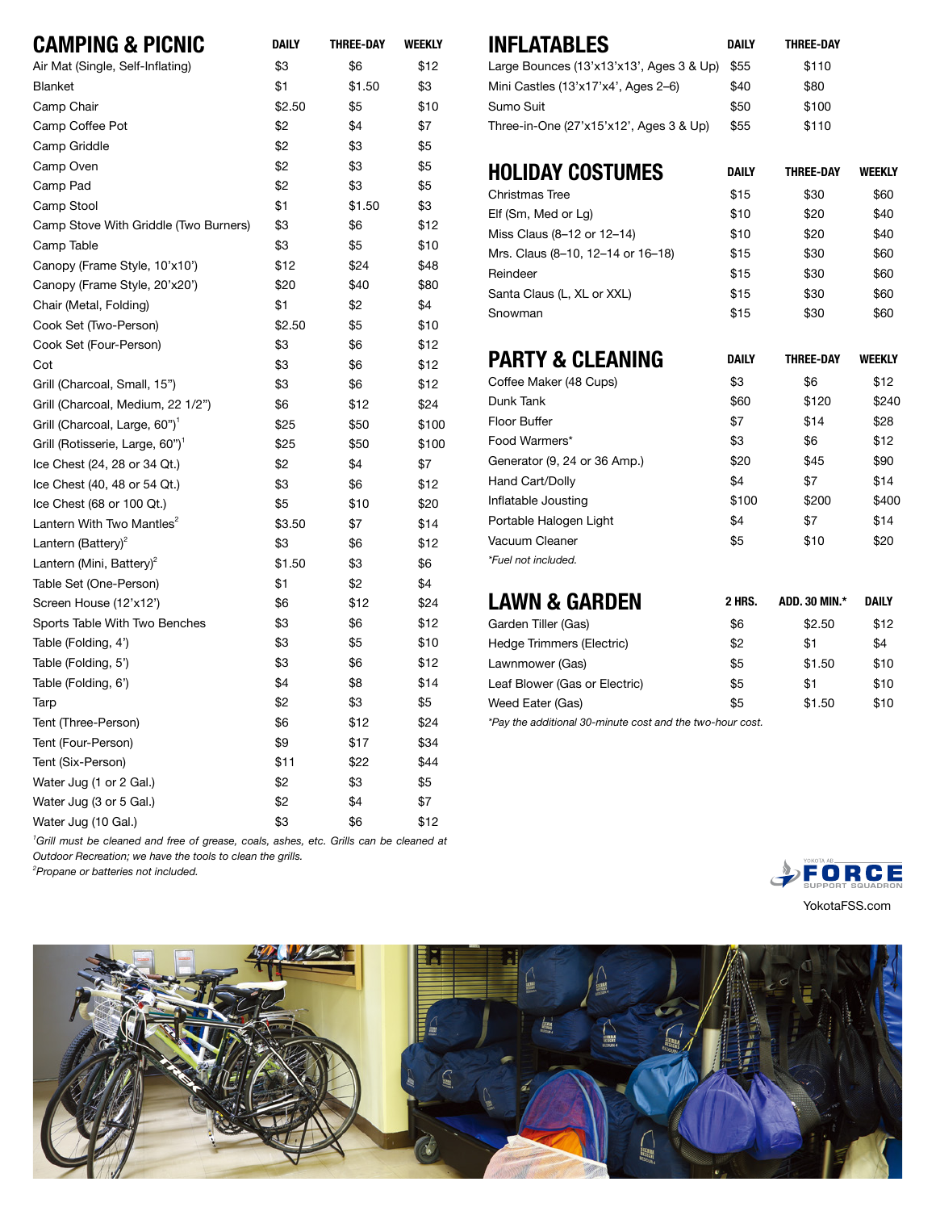## CAMPING & PICNIC

| CAMPING & PICNIC | DAILY | THREE-DAY | WEEKLY |
|---|---|---|---|
| Air Mat (Single, Self-Inflating) | $3 | $6 | $12 |
| Blanket | $1 | $1.50 | $3 |
| Camp Chair | $2.50 | $5 | $10 |
| Camp Coffee Pot | $2 | $4 | $7 |
| Camp Griddle | $2 | $3 | $5 |
| Camp Oven | $2 | $3 | $5 |
| Camp Pad | $2 | $3 | $5 |
| Camp Stool | $1 | $1.50 | $3 |
| Camp Stove With Griddle (Two Burners) | $3 | $6 | $12 |
| Camp Table | $3 | $5 | $10 |
| Canopy (Frame Style, 10'x10') | $12 | $24 | $48 |
| Canopy (Frame Style, 20'x20') | $20 | $40 | $80 |
| Chair (Metal, Folding) | $1 | $2 | $4 |
| Cook Set (Two-Person) | $2.50 | $5 | $10 |
| Cook Set (Four-Person) | $3 | $6 | $12 |
| Cot | $3 | $6 | $12 |
| Grill (Charcoal, Small, 15") | $3 | $6 | $12 |
| Grill (Charcoal, Medium, 22 1/2") | $6 | $12 | $24 |
| Grill (Charcoal, Large, 60")[1] | $25 | $50 | $100 |
| Grill (Rotisserie, Large, 60")[1] | $25 | $50 | $100 |
| Ice Chest (24, 28 or 34 Qt.) | $2 | $4 | $7 |
| Ice Chest (40, 48 or 54 Qt.) | $3 | $6 | $12 |
| Ice Chest (68 or 100 Qt.) | $5 | $10 | $20 |
| Lantern With Two Mantles[2] | $3.50 | $7 | $14 |
| Lantern (Battery)[2] | $3 | $6 | $12 |
| Lantern (Mini, Battery)[2] | $1.50 | $3 | $6 |
| Table Set (One-Person) | $1 | $2 | $4 |
| Screen House (12'x12') | $6 | $12 | $24 |
| Sports Table With Two Benches | $3 | $6 | $12 |
| Table (Folding, 4') | $3 | $5 | $10 |
| Table (Folding, 5') | $3 | $6 | $12 |
| Table (Folding, 6') | $4 | $8 | $14 |
| Tarp | $2 | $3 | $5 |
| Tent (Three-Person) | $6 | $12 | $24 |
| Tent (Four-Person) | $9 | $17 | $34 |
| Tent (Six-Person) | $11 | $22 | $44 |
| Water Jug (1 or 2 Gal.) | $2 | $3 | $5 |
| Water Jug (3 or 5 Gal.) | $2 | $4 | $7 |
| Water Jug (10 Gal.) | $3 | $6 | $12 |

*[1]Grill must be cleaned and free of grease, coals, ashes, etc. Grills can be cleaned at Outdoor Recreation; we have the tools to clean the grills.*
*[2]Propane or batteries not included.*

## INFLATABLES

| INFLATABLES | DAILY | THREE-DAY |
|---|---|---|
| Large Bounces (13'x13'x13', Ages 3 & Up) | $55 | $110 |
| Mini Castles (13'x17'x4', Ages 2–6) | $40 | $80 |
| Sumo Suit | $50 | $100 |
| Three-in-One (27'x15'x12', Ages 3 & Up) | $55 | $110 |

## HOLIDAY COSTUMES

| HOLIDAY COSTUMES | DAILY | THREE-DAY | WEEKLY |
|---|---|---|---|
| Christmas Tree | $15 | $30 | $60 |
| Elf (Sm, Med or Lg) | $10 | $20 | $40 |
| Miss Claus (8–12 or 12–14) | $10 | $20 | $40 |
| Mrs. Claus (8–10, 12–14 or 16–18) | $15 | $30 | $60 |
| Reindeer | $15 | $30 | $60 |
| Santa Claus (L, XL or XXL) | $15 | $30 | $60 |
| Snowman | $15 | $30 | $60 |

## PARTY & CLEANING

| PARTY & CLEANING | DAILY | THREE-DAY | WEEKLY |
|---|---|---|---|
| Coffee Maker (48 Cups) | $3 | $6 | $12 |
| Dunk Tank | $60 | $120 | $240 |
| Floor Buffer | $7 | $14 | $28 |
| Food Warmers* | $3 | $6 | $12 |
| Generator (9, 24 or 36 Amp.) | $20 | $45 | $90 |
| Hand Cart/Dolly | $4 | $7 | $14 |
| Inflatable Jousting | $100 | $200 | $400 |
| Portable Halogen Light | $4 | $7 | $14 |
| Vacuum Cleaner | $5 | $10 | $20 |

*\*Fuel not included.*

## LAWN & GARDEN

| LAWN & GARDEN | 2 HRS. | ADD. 30 MIN.* | DAILY |
|---|---|---|---|
| Garden Tiller (Gas) | $6 | $2.50 | $12 |
| Hedge Trimmers (Electric) | $2 | $1 | $4 |
| Lawnmower (Gas) | $5 | $1.50 | $10 |
| Leaf Blower (Gas or Electric) | $5 | $1 | $10 |
| Weed Eater (Gas) | $5 | $1.50 | $10 |

*\*Pay the additional 30-minute cost and the two-hour cost.*

YOKOTA AB FORCE SUPPORT SQUADRON

YokotaFSS.com